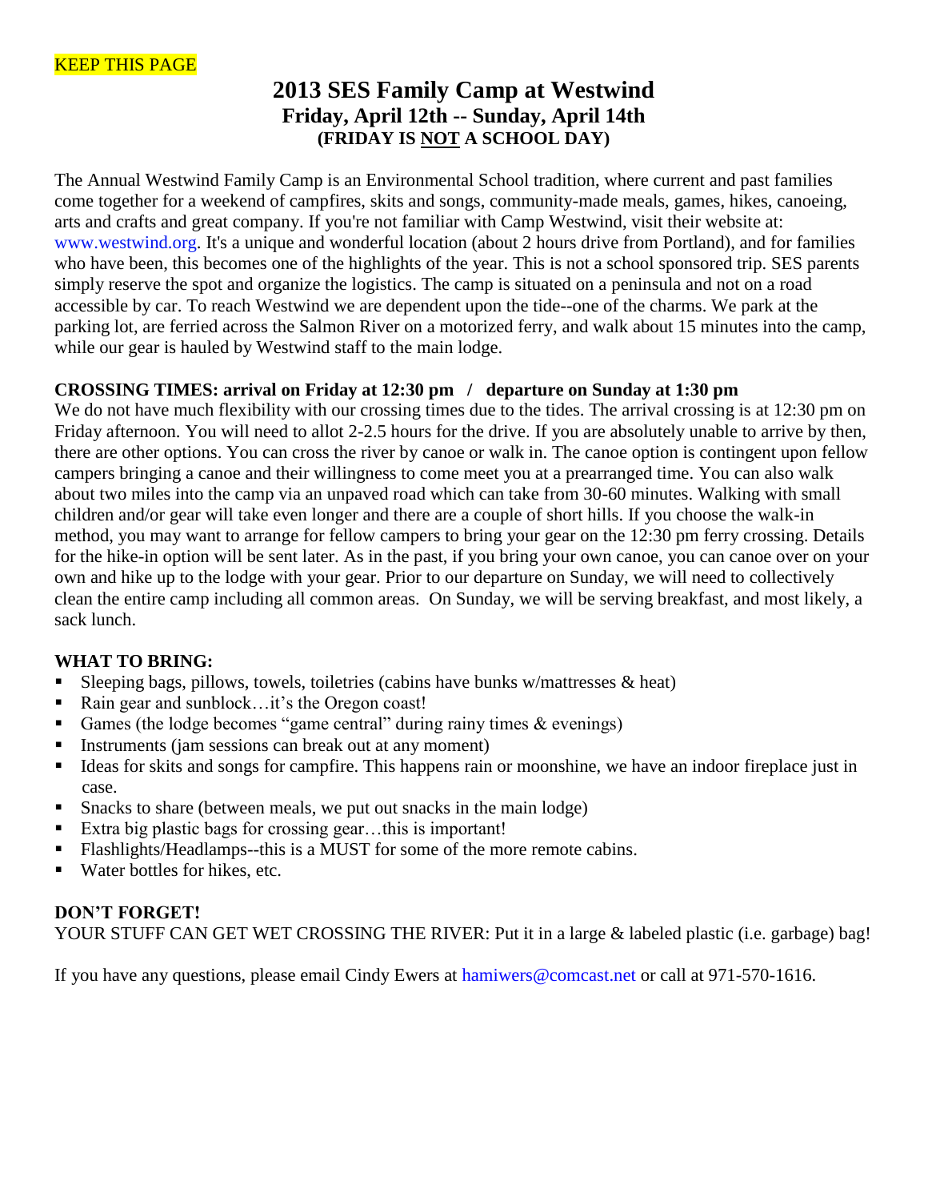KEEP THIS PAGE

# 2013 SES Family Camp at Westwind

## Friday, April 12th -- Sunday, April 14th

### (FRIDAY IS NOT A SCHOOL DAY)

The Annual Westwind Family Camp is an Environmental School tradition, where current and past families come together for a weekend of campfires, skits and songs, community-made meals, games, hikes, canoeing, arts and crafts and great company. If you're not familiar with Camp Westwind, visit their website at: www.westwind.org. It's a unique and wonderful location (about 2 hours drive from Portland), and for families who have been, this becomes one of the highlights of the year. This is not a school sponsored trip. SES parents simply reserve the spot and organize the logistics. The camp is situated on a peninsula and not on a road accessible by car. To reach Westwind we are dependent upon the tide--one of the charms. We park at the parking lot, are ferried across the Salmon River on a motorized ferry, and walk about 15 minutes into the camp, while our gear is hauled by Westwind staff to the main lodge.

**CROSSING TIMES: arrival on Friday at 12:30 pm / departure on Sunday at 1:30 pm**

We do not have much flexibility with our crossing times due to the tides. The arrival crossing is at 12:30 pm on Friday afternoon. You will need to allot 2-2.5 hours for the drive. If you are absolutely unable to arrive by then, there are other options. You can cross the river by canoe or walk in. The canoe option is contingent upon fellow campers bringing a canoe and their willingness to come meet you at a prearranged time. You can also walk about two miles into the camp via an unpaved road which can take from 30-60 minutes. Walking with small children and/or gear will take even longer and there are a couple of short hills. If you choose the walk-in method, you may want to arrange for fellow campers to bring your gear on the 12:30 pm ferry crossing. Details for the hike-in option will be sent later. As in the past, if you bring your own canoe, you can canoe over on your own and hike up to the lodge with your gear. Prior to our departure on Sunday, we will need to collectively clean the entire camp including all common areas. On Sunday, we will be serving breakfast, and most likely, a sack lunch.

**WHAT TO BRING:**

- Sleeping bags, pillows, towels, toiletries (cabins have bunks w/mattresses & heat)
- Rain gear and sunblock…it's the Oregon coast!
- Games (the lodge becomes "game central" during rainy times & evenings)
- Instruments (jam sessions can break out at any moment)
- Ideas for skits and songs for campfire. This happens rain or moonshine, we have an indoor fireplace just in case.
- Snacks to share (between meals, we put out snacks in the main lodge)
- Extra big plastic bags for crossing gear…this is important!
- Flashlights/Headlamps--this is a MUST for some of the more remote cabins.
- Water bottles for hikes, etc.

**DON'T FORGET!**

YOUR STUFF CAN GET WET CROSSING THE RIVER: Put it in a large & labeled plastic (i.e. garbage) bag!

If you have any questions, please email Cindy Ewers at hamiwers@comcast.net or call at 971-570-1616.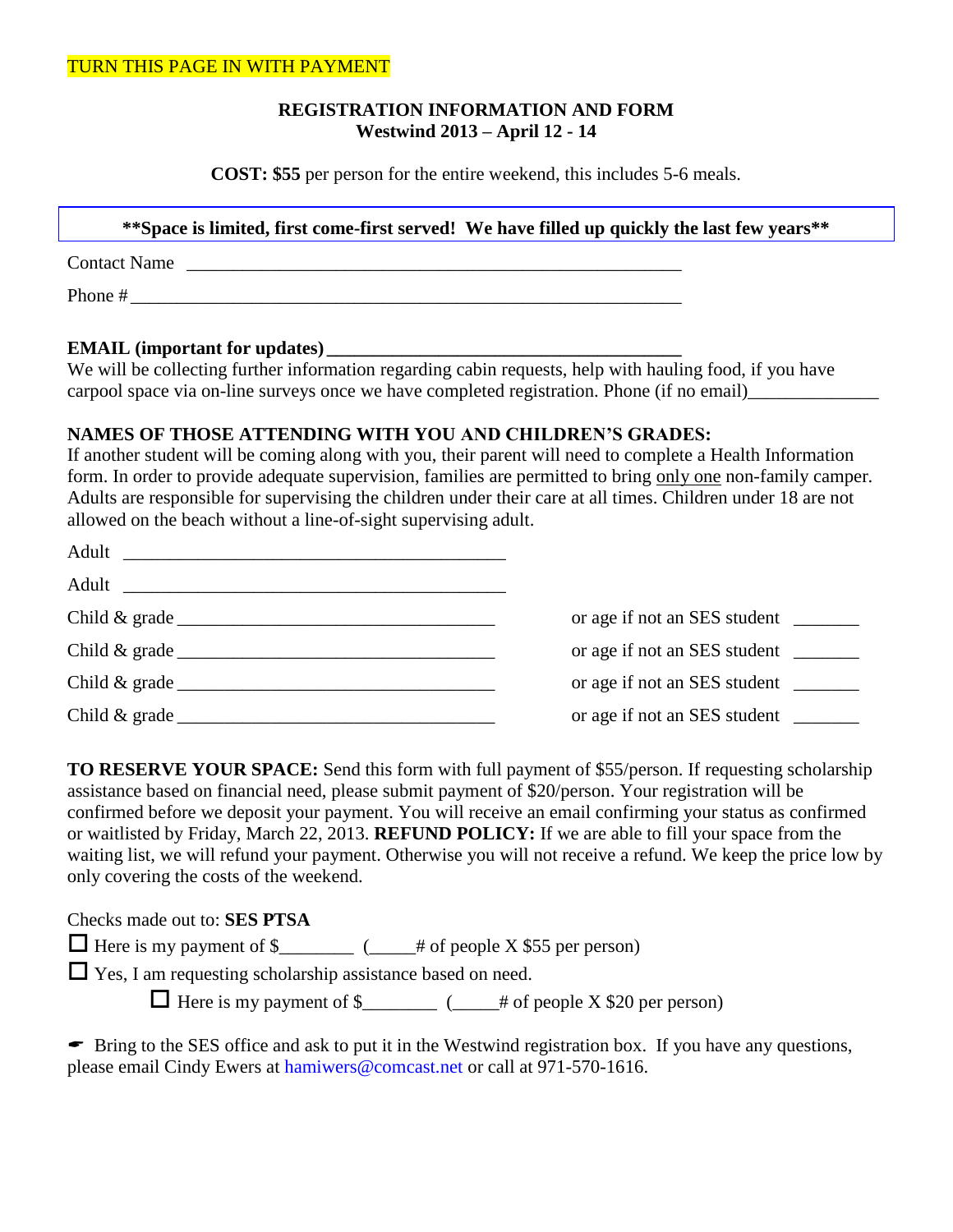TURN THIS PAGE IN WITH PAYMENT

## REGISTRATION INFORMATION AND FORM
### Westwind 2013 – April 12 - 14

**COST: $55** per person for the entire weekend, this includes 5-6 meals.

**\*\*Space is limited, first come-first served! We have filled up quickly the last few years\*\***

Contact Name ______________________________________________________

Phone # ___________________________________________________________

**EMAIL (important for updates)** ____________________________________

We will be collecting further information regarding cabin requests, help with hauling food, if you have carpool space via on-line surveys once we have completed registration. Phone (if no email)______________

**NAMES OF THOSE ATTENDING WITH YOU AND CHILDREN'S GRADES:**

If another student will be coming along with you, their parent will need to complete a Health Information form. In order to provide adequate supervision, families are permitted to bring only one non-family camper. Adults are responsible for supervising the children under their care at all times. Children under 18 are not allowed on the beach without a line-of-sight supervising adult.

Adult ________________________________________

Adult ________________________________________

Child & grade __________________________________ or age if not an SES student _______

Child & grade __________________________________ or age if not an SES student _______

Child & grade __________________________________ or age if not an SES student _______

Child & grade __________________________________ or age if not an SES student _______

**TO RESERVE YOUR SPACE:** Send this form with full payment of $55/person. If requesting scholarship assistance based on financial need, please submit payment of $20/person. Your registration will be confirmed before we deposit your payment. You will receive an email confirming your status as confirmed or waitlisted by Friday, March 22, 2013. **REFUND POLICY:** If we are able to fill your space from the waiting list, we will refund your payment. Otherwise you will not receive a refund. We keep the price low by only covering the costs of the weekend.

Checks made out to: **SES PTSA**

☐ Here is my payment of $________ (_____# of people X $55 per person)

☐ Yes, I am requesting scholarship assistance based on need.

- ☐ Here is my payment of $________ (_____# of people X $20 per person)

☛ Bring to the SES office and ask to put it in the Westwind registration box. If you have any questions, please email Cindy Ewers at hamiwers@comcast.net or call at 971-570-1616.